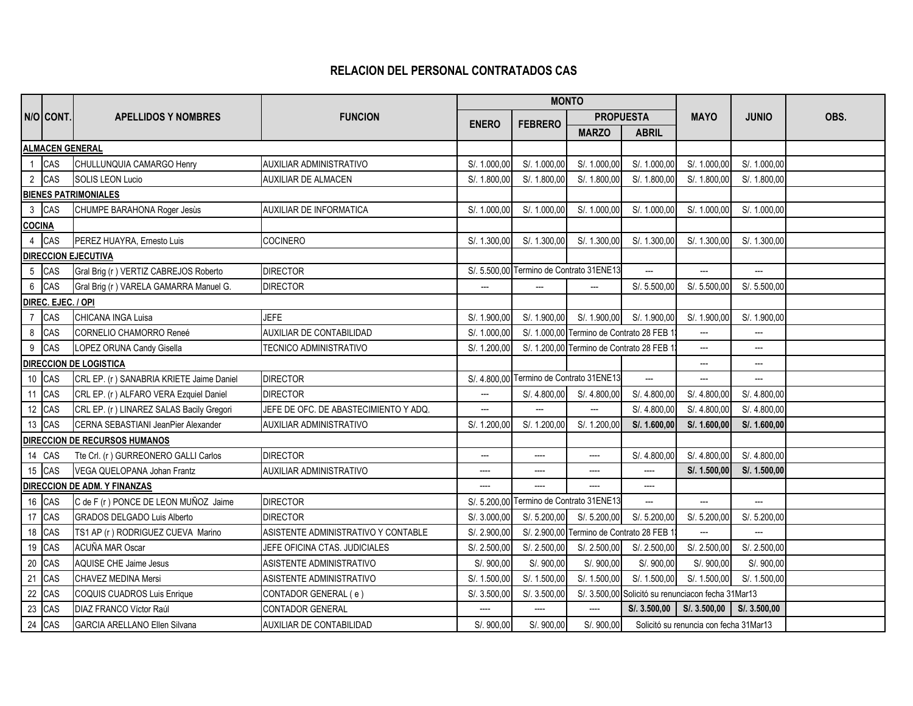# RELACION DEL PERSONAL CONTRATADOS CAS

| N/O | CONT. | APELLIDOS Y NOMBRES | FUNCION | MONTO | | | | | | OBS. |
|---|---|---|---|---|---|---|---|---|---|---|
| | | | | ENERO | FEBRERO | PROPUESTA | | MAYO | JUNIO | |
| | | | | | | MARZO | ABRIL | | | |
| **ALMACEN GENERAL** | | | | | | | | | | |
| 1 | CAS | CHULLUNQUIA CAMARGO Henry | AUXILIAR ADMINISTRATIVO | S/. 1.000,00 | S/. 1.000,00 | S/. 1.000,00 | S/. 1.000,00 | S/. 1.000,00 | S/. 1.000,00 | |
| 2 | CAS | SOLIS LEON Lucio | AUXILIAR DE ALMACEN | S/. 1.800,00 | S/. 1.800,00 | S/. 1.800,00 | S/. 1.800,00 | S/. 1.800,00 | S/. 1.800,00 | |
| **BIENES PATRIMONIALES** | | | | | | | | | | |
| 3 | CAS | CHUMPE BARAHONA Roger Jesùs | AUXILIAR DE INFORMATICA | S/. 1.000,00 | S/. 1.000,00 | S/. 1.000,00 | S/. 1.000,00 | S/. 1.000,00 | S/. 1.000,00 | |
| **COCINA** | | | | | | | | | | |
| 4 | CAS | PEREZ HUAYRA, Ernesto Luis | COCINERO | S/. 1.300,00 | S/. 1.300,00 | S/. 1.300,00 | S/. 1.300,00 | S/. 1.300,00 | S/. 1.300,00 | |
| **DIRECCION EJECUTIVA** | | | | | | | | | | |
| 5 | CAS | Gral Brig (r ) VERTIZ CABREJOS Roberto | DIRECTOR | S/. 5.500,00 | Termino de Contrato 31ENE13 | | --- | --- | --- | |
| 6 | CAS | Gral Brig (r ) VARELA GAMARRA Manuel G. | DIRECTOR | --- | --- | --- | S/. 5.500,00 | S/. 5.500,00 | S/. 5.500,00 | |
| **DIREC. EJEC. / OPI** | | | | | | | | | | |
| 7 | CAS | CHICANA INGA Luisa | JEFE | S/. 1.900,00 | S/. 1.900,00 | S/. 1.900,00 | S/. 1.900,00 | S/. 1.900,00 | S/. 1.900,00 | |
| 8 | CAS | CORNELIO CHAMORRO Reneé | AUXILIAR DE CONTABILIDAD | S/. 1.000,00 | S/. 1.000,00 | Termino de Contrato 28 FEB 1 | | --- | --- | |
| 9 | CAS | LOPEZ ORUNA Candy Gisella | TECNICO ADMINISTRATIVO | S/. 1.200,00 | S/. 1.200,00 | Termino de Contrato 28 FEB 1 | | --- | --- | |
| **DIRECCION DE LOGISTICA** | | | | | | | | --- | --- | |
| 10 | CAS | CRL EP. (r ) SANABRIA KRIETE Jaime Daniel | DIRECTOR | S/. 4.800,00 | Termino de Contrato 31ENE13 | | --- | --- | --- | |
| 11 | CAS | CRL EP. (r ) ALFARO VERA Ezquiel Daniel | DIRECTOR | --- | S/. 4.800,00 | S/. 4.800,00 | S/. 4.800,00 | S/. 4.800,00 | S/. 4.800,00 | |
| 12 | CAS | CRL EP. (r ) LINAREZ SALAS Bacily Gregori | JEFE DE OFC. DE ABASTECIMIENTO Y ADQ. | --- | --- | --- | S/. 4.800,00 | S/. 4.800,00 | S/. 4.800,00 | |
| 13 | CAS | CERNA SEBASTIANI JeanPier Alexander | AUXILIAR ADMINISTRATIVO | S/. 1.200,00 | S/. 1.200,00 | S/. 1.200,00 | **S/. 1.600,00** | **S/. 1.600,00** | **S/. 1.600,00** | |
| **DIRECCION DE RECURSOS HUMANOS** | | | | | | | | | | |
| 14 | CAS | Tte Crl. (r ) GURREONERO GALLI Carlos | DIRECTOR | --- | ---- | ---- | S/. 4.800,00 | S/. 4.800,00 | S/. 4.800,00 | |
| 15 | CAS | VEGA QUELOPANA Johan Frantz | AUXILIAR ADMINISTRATIVO | ---- | ---- | ---- | ---- | **S/. 1.500,00** | **S/. 1.500,00** | |
| **DIRECCION DE ADM. Y FINANZAS** | | | | ---- | ---- | ---- | ---- | | | |
| 16 | CAS | C de F (r ) PONCE DE LEON MUÑOZ Jaime | DIRECTOR | S/. 5.200,00 | Termino de Contrato 31ENE13 | | --- | --- | --- | |
| 17 | CAS | GRADOS DELGADO Luis Alberto | DIRECTOR | S/. 3.000,00 | S/. 5.200,00 | S/. 5.200,00 | S/. 5.200,00 | S/. 5.200,00 | S/. 5.200,00 | |
| 18 | CAS | TS1 AP (r ) RODRIGUEZ CUEVA Marino | ASISTENTE ADMINISTRATIVO Y CONTABLE | S/. 2.900,00 | S/. 2.900,00 | Termino de Contrato 28 FEB 1 | | --- | --- | |
| 19 | CAS | ACUÑA MAR Oscar | JEFE OFICINA CTAS. JUDICIALES | S/. 2.500,00 | S/. 2.500,00 | S/. 2.500,00 | S/. 2.500,00 | S/. 2.500,00 | S/. 2.500,00 | |
| 20 | CAS | AQUISE CHE Jaime Jesus | ASISTENTE ADMINISTRATIVO | S/. 900,00 | S/. 900,00 | S/. 900,00 | S/. 900,00 | S/. 900,00 | S/. 900,00 | |
| 21 | CAS | CHAVEZ MEDINA Mersi | ASISTENTE ADMINISTRATIVO | S/. 1.500,00 | S/. 1.500,00 | S/. 1.500,00 | S/. 1.500,00 | S/. 1.500,00 | S/. 1.500,00 | |
| 22 | CAS | COQUIS CUADROS Luis Enrique | CONTADOR GENERAL ( e ) | S/. 3.500,00 | S/. 3.500,00 | S/. 3.500,00 | Solicitó su renunciacon fecha 31Mar13 | | | |
| 23 | CAS | DIAZ FRANCO Víctor Raúl | CONTADOR GENERAL | ---- | ---- | ---- | **S/. 3.500,00** | **S/. 3.500,00** | **S/. 3.500,00** | |
| 24 | CAS | GARCIA ARELLANO Ellen Silvana | AUXILIAR DE CONTABILIDAD | S/. 900,00 | S/. 900,00 | S/. 900,00 | Solicitó su renuncia con fecha 31Mar13 | | | |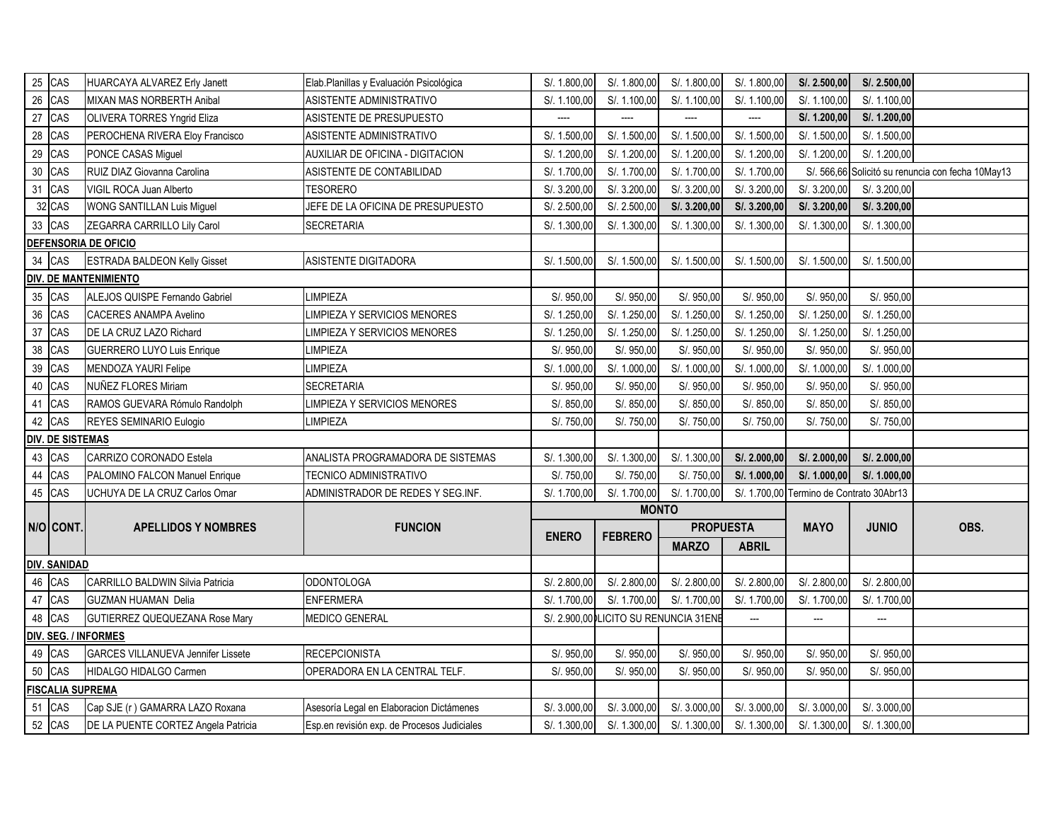| N/O | CONT. | APELLIDOS Y NOMBRES | FUNCION | MONTO | | | | | | OBS. |
|---|---|---|---|---|---|---|---|---|---|---|
| | | | | ENERO | FEBRERO | PROPUESTA | | MAYO | JUNIO | |
| | | | | | | MARZO | ABRIL | | | |
| 25 | CAS | HUARCAYA ALVAREZ Erly Janett | Elab.Planillas y Evaluación Psicológica | S/. 1.800,00 | S/. 1.800,00 | S/. 1.800,00 | S/. 1.800,00 | **S/. 2.500,00** | **S/. 2.500,00** | |
| 26 | CAS | MIXAN MAS NORBERTH Anibal | ASISTENTE ADMINISTRATIVO | S/. 1.100,00 | S/. 1.100,00 | S/. 1.100,00 | S/. 1.100,00 | S/. 1.100,00 | S/. 1.100,00 | |
| 27 | CAS | OLIVERA TORRES Yngrid Eliza | ASISTENTE DE PRESUPUESTO | ---- | ---- | ---- | ---- | **S/. 1.200,00** | **S/. 1.200,00** | |
| 28 | CAS | PEROCHENA RIVERA Eloy Francisco | ASISTENTE ADMINISTRATIVO | S/. 1.500,00 | S/. 1.500,00 | S/. 1.500,00 | S/. 1.500,00 | S/. 1.500,00 | S/. 1.500,00 | |
| 29 | CAS | PONCE CASAS Miguel | AUXILIAR DE OFICINA - DIGITACION | S/. 1.200,00 | S/. 1.200,00 | S/. 1.200,00 | S/. 1.200,00 | S/. 1.200,00 | S/. 1.200,00 | |
| 30 | CAS | RUIZ DIAZ Giovanna Carolina | ASISTENTE DE CONTABILIDAD | S/. 1.700,00 | S/. 1.700,00 | S/. 1.700,00 | S/. 1.700,00 | S/. 566,66 | Solicitó su renuncia con fecha 10May13 | |
| 31 | CAS | VIGIL ROCA Juan Alberto | TESORERO | S/. 3.200,00 | S/. 3.200,00 | S/. 3.200,00 | S/. 3.200,00 | S/. 3.200,00 | S/. 3.200,00 | |
| 32 | CAS | WONG SANTILLAN Luis Miguel | JEFE DE LA OFICINA DE PRESUPUESTO | S/. 2.500,00 | S/. 2.500,00 | **S/. 3.200,00** | **S/. 3.200,00** | **S/. 3.200,00** | **S/. 3.200,00** | |
| 33 | CAS | ZEGARRA CARRILLO Lily Carol | SECRETARIA | S/. 1.300,00 | S/. 1.300,00 | S/. 1.300,00 | S/. 1.300,00 | S/. 1.300,00 | S/. 1.300,00 | |
| **DEFENSORIA DE OFICIO** | | | | | | | | | | |
| 34 | CAS | ESTRADA BALDEON Kelly Gisset | ASISTENTE DIGITADORA | S/. 1.500,00 | S/. 1.500,00 | S/. 1.500,00 | S/. 1.500,00 | S/. 1.500,00 | S/. 1.500,00 | |
| **DIV. DE MANTENIMIENTO** | | | | | | | | | | |
| 35 | CAS | ALEJOS QUISPE Fernando Gabriel | LIMPIEZA | S/. 950,00 | S/. 950,00 | S/. 950,00 | S/. 950,00 | S/. 950,00 | S/. 950,00 | |
| 36 | CAS | CACERES ANAMPA Avelino | LIMPIEZA Y SERVICIOS MENORES | S/. 1.250,00 | S/. 1.250,00 | S/. 1.250,00 | S/. 1.250,00 | S/. 1.250,00 | S/. 1.250,00 | |
| 37 | CAS | DE LA CRUZ LAZO Richard | LIMPIEZA Y SERVICIOS MENORES | S/. 1.250,00 | S/. 1.250,00 | S/. 1.250,00 | S/. 1.250,00 | S/. 1.250,00 | S/. 1.250,00 | |
| 38 | CAS | GUERRERO LUYO Luis Enrique | LIMPIEZA | S/. 950,00 | S/. 950,00 | S/. 950,00 | S/. 950,00 | S/. 950,00 | S/. 950,00 | |
| 39 | CAS | MENDOZA YAURI Felipe | LIMPIEZA | S/. 1.000,00 | S/. 1.000,00 | S/. 1.000,00 | S/. 1.000,00 | S/. 1.000,00 | S/. 1.000,00 | |
| 40 | CAS | NUÑEZ FLORES Miriam | SECRETARIA | S/. 950,00 | S/. 950,00 | S/. 950,00 | S/. 950,00 | S/. 950,00 | S/. 950,00 | |
| 41 | CAS | RAMOS GUEVARA Rómulo Randolph | LIMPIEZA Y SERVICIOS MENORES | S/. 850,00 | S/. 850,00 | S/. 850,00 | S/. 850,00 | S/. 850,00 | S/. 850,00 | |
| 42 | CAS | REYES SEMINARIO Eulogio | LIMPIEZA | S/. 750,00 | S/. 750,00 | S/. 750,00 | S/. 750,00 | S/. 750,00 | S/. 750,00 | |
| **DIV. DE SISTEMAS** | | | | | | | | | | |
| 43 | CAS | CARRIZO CORONADO Estela | ANALISTA PROGRAMADORA DE SISTEMAS | S/. 1.300,00 | S/. 1.300,00 | S/. 1.300,00 | **S/. 2.000,00** | **S/. 2.000,00** | **S/. 2.000,00** | |
| 44 | CAS | PALOMINO FALCON Manuel Enrique | TECNICO ADMINISTRATIVO | S/. 750,00 | S/. 750,00 | S/. 750,00 | **S/. 1.000,00** | **S/. 1.000,00** | **S/. 1.000,00** | |
| 45 | CAS | UCHUYA DE LA CRUZ Carlos Omar | ADMINISTRADOR DE REDES Y SEG.INF. | S/. 1.700,00 | S/. 1.700,00 | S/. 1.700,00 | S/. 1.700,00 | Termino de Contrato 30Abr13 | | |
| **DIV. SANIDAD** | | | | | | | | | | |
| 46 | CAS | CARRILLO BALDWIN Silvia Patricia | ODONTOLOGA | S/. 2.800,00 | S/. 2.800,00 | S/. 2.800,00 | S/. 2.800,00 | S/. 2.800,00 | S/. 2.800,00 | |
| 47 | CAS | GUZMAN HUAMAN Delia | ENFERMERA | S/. 1.700,00 | S/. 1.700,00 | S/. 1.700,00 | S/. 1.700,00 | S/. 1.700,00 | S/. 1.700,00 | |
| 48 | CAS | GUTIERREZ QUEQUEZANA Rose Mary | MEDICO GENERAL | S/. 2.900,00 | LICITO SU RENUNCIA 31ENE | | --- | --- | --- | |
| **DIV. SEG. / INFORMES** | | | | | | | | | | |
| 49 | CAS | GARCES VILLANUEVA Jennifer Lissete | RECEPCIONISTA | S/. 950,00 | S/. 950,00 | S/. 950,00 | S/. 950,00 | S/. 950,00 | S/. 950,00 | |
| 50 | CAS | HIDALGO HIDALGO Carmen | OPERADORA EN LA CENTRAL TELF. | S/. 950,00 | S/. 950,00 | S/. 950,00 | S/. 950,00 | S/. 950,00 | S/. 950,00 | |
| **FISCALIA SUPREMA** | | | | | | | | | | |
| 51 | CAS | Cap SJE (r ) GAMARRA LAZO Roxana | Asesoría Legal en Elaboracion Dictámenes | S/. 3.000,00 | S/. 3.000,00 | S/. 3.000,00 | S/. 3.000,00 | S/. 3.000,00 | S/. 3.000,00 | |
| 52 | CAS | DE LA PUENTE CORTEZ Angela Patricia | Esp.en revisión exp. de Procesos Judiciales | S/. 1.300,00 | S/. 1.300,00 | S/. 1.300,00 | S/. 1.300,00 | S/. 1.300,00 | S/. 1.300,00 | |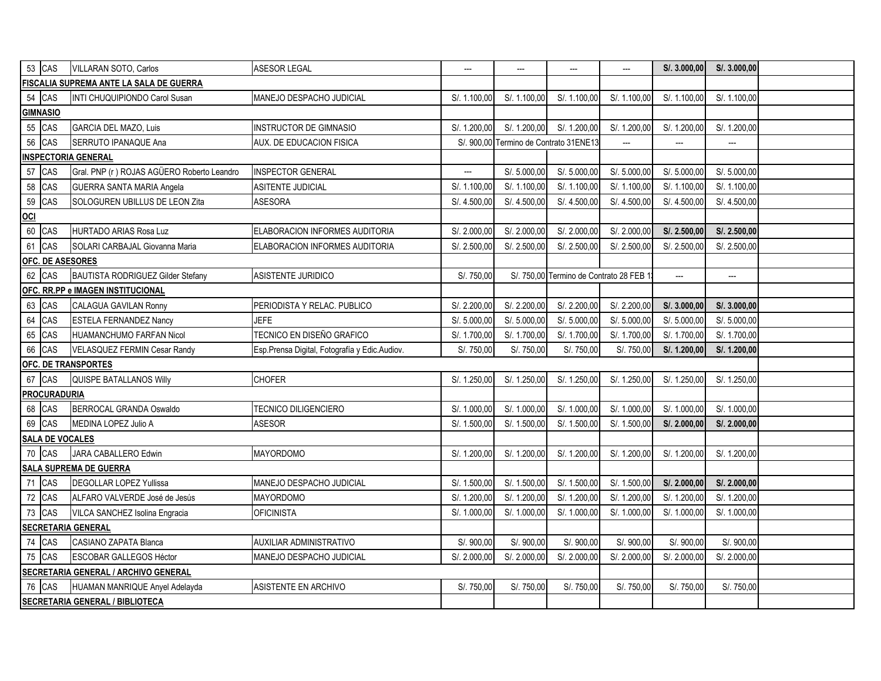| | | | | | | | | | | |
|---|---|---|---|---|---|---|---|---|---|---|
| 53 | CAS | VILLARAN SOTO, Carlos | ASESOR LEGAL | --- | --- | --- | --- | **S/. 3.000,00** | **S/. 3.000,00** | |
| **FISCALIA SUPREMA ANTE LA SALA DE GUERRA** | | | | | | | | | | |
| 54 | CAS | INTI CHUQUIPIONDO Carol Susan | MANEJO DESPACHO JUDICIAL | S/. 1.100,00 | S/. 1.100,00 | S/. 1.100,00 | S/. 1.100,00 | S/. 1.100,00 | S/. 1.100,00 | |
| **GIMNASIO** | | | | | | | | | | |
| 55 | CAS | GARCIA DEL MAZO, Luis | INSTRUCTOR DE GIMNASIO | S/. 1.200,00 | S/. 1.200,00 | S/. 1.200,00 | S/. 1.200,00 | S/. 1.200,00 | S/. 1.200,00 | |
| 56 | CAS | SERRUTO IPANAQUE Ana | AUX. DE EDUCACION FISICA | S/. 900,00 | Termino de Contrato 31ENE13 | | --- | --- | --- | |
| **INSPECTORIA GENERAL** | | | | | | | | | | |
| 57 | CAS | Gral. PNP (r ) ROJAS AGÜERO Roberto Leandro | INSPECTOR GENERAL | --- | S/. 5.000,00 | S/. 5.000,00 | S/. 5.000,00 | S/. 5.000,00 | S/. 5.000,00 | |
| 58 | CAS | GUERRA SANTA MARIA Angela | ASITENTE JUDICIAL | S/. 1.100,00 | S/. 1.100,00 | S/. 1.100,00 | S/. 1.100,00 | S/. 1.100,00 | S/. 1.100,00 | |
| 59 | CAS | SOLOGUREN UBILLUS DE LEON Zita | ASESORA | S/. 4.500,00 | S/. 4.500,00 | S/. 4.500,00 | S/. 4.500,00 | S/. 4.500,00 | S/. 4.500,00 | |
| **OCI** | | | | | | | | | | |
| 60 | CAS | HURTADO ARIAS Rosa Luz | ELABORACION INFORMES AUDITORIA | S/. 2.000,00 | S/. 2.000,00 | S/. 2.000,00 | S/. 2.000,00 | **S/. 2.500,00** | **S/. 2.500,00** | |
| 61 | CAS | SOLARI CARBAJAL Giovanna Maria | ELABORACION INFORMES AUDITORIA | S/. 2.500,00 | S/. 2.500,00 | S/. 2.500,00 | S/. 2.500,00 | S/. 2.500,00 | S/. 2.500,00 | |
| **OFC. DE ASESORES** | | | | | | | | | | |
| 62 | CAS | BAUTISTA RODRIGUEZ Gilder Stefany | ASISTENTE JURIDICO | S/. 750,00 | S/. 750,00 | Termino de Contrato 28 FEB 1 | | --- | --- | |
| **OFC. RR.PP e IMAGEN INSTITUCIONAL** | | | | | | | | | | |
| 63 | CAS | CALAGUA GAVILAN Ronny | PERIODISTA Y RELAC. PUBLICO | S/. 2.200,00 | S/. 2.200,00 | S/. 2.200,00 | S/. 2.200,00 | **S/. 3.000,00** | **S/. 3.000,00** | |
| 64 | CAS | ESTELA FERNANDEZ Nancy | JEFE | S/. 5.000,00 | S/. 5.000,00 | S/. 5.000,00 | S/. 5.000,00 | S/. 5.000,00 | S/. 5.000,00 | |
| 65 | CAS | HUAMANCHUMO FARFAN Nicol | TECNICO EN DISEÑO GRAFICO | S/. 1.700,00 | S/. 1.700,00 | S/. 1.700,00 | S/. 1.700,00 | S/. 1.700,00 | S/. 1.700,00 | |
| 66 | CAS | VELASQUEZ FERMIN Cesar Randy | Esp.Prensa Digital, Fotografía y Edic.Audiov. | S/. 750,00 | S/. 750,00 | S/. 750,00 | S/. 750,00 | **S/. 1.200,00** | **S/. 1.200,00** | |
| **OFC. DE TRANSPORTES** | | | | | | | | | | |
| 67 | CAS | QUISPE BATALLANOS Willy | CHOFER | S/. 1.250,00 | S/. 1.250,00 | S/. 1.250,00 | S/. 1.250,00 | S/. 1.250,00 | S/. 1.250,00 | |
| **PROCURADURIA** | | | | | | | | | | |
| 68 | CAS | BERROCAL GRANDA Oswaldo | TECNICO DILIGENCIERO | S/. 1.000,00 | S/. 1.000,00 | S/. 1.000,00 | S/. 1.000,00 | S/. 1.000,00 | S/. 1.000,00 | |
| 69 | CAS | MEDINA LOPEZ Julio A | ASESOR | S/. 1.500,00 | S/. 1.500,00 | S/. 1.500,00 | S/. 1.500,00 | **S/. 2.000,00** | **S/. 2.000,00** | |
| **SALA DE VOCALES** | | | | | | | | | | |
| 70 | CAS | JARA CABALLERO Edwin | MAYORDOMO | S/. 1.200,00 | S/. 1.200,00 | S/. 1.200,00 | S/. 1.200,00 | S/. 1.200,00 | S/. 1.200,00 | |
| **SALA SUPREMA DE GUERRA** | | | | | | | | | | |
| 71 | CAS | DEGOLLAR LOPEZ Yullissa | MANEJO DESPACHO JUDICIAL | S/. 1.500,00 | S/. 1.500,00 | S/. 1.500,00 | S/. 1.500,00 | **S/. 2.000,00** | **S/. 2.000,00** | |
| 72 | CAS | ALFARO VALVERDE José de Jesús | MAYORDOMO | S/. 1.200,00 | S/. 1.200,00 | S/. 1.200,00 | S/. 1.200,00 | S/. 1.200,00 | S/. 1.200,00 | |
| 73 | CAS | VILCA SANCHEZ Isolina Engracia | OFICINISTA | S/. 1.000,00 | S/. 1.000,00 | S/. 1.000,00 | S/. 1.000,00 | S/. 1.000,00 | S/. 1.000,00 | |
| **SECRETARIA GENERAL** | | | | | | | | | | |
| 74 | CAS | CASIANO ZAPATA Blanca | AUXILIAR ADMINISTRATIVO | S/. 900,00 | S/. 900,00 | S/. 900,00 | S/. 900,00 | S/. 900,00 | S/. 900,00 | |
| 75 | CAS | ESCOBAR GALLEGOS Héctor | MANEJO DESPACHO JUDICIAL | S/. 2.000,00 | S/. 2.000,00 | S/. 2.000,00 | S/. 2.000,00 | S/. 2.000,00 | S/. 2.000,00 | |
| **SECRETARIA GENERAL / ARCHIVO GENERAL** | | | | | | | | | | |
| 76 | CAS | HUAMAN MANRIQUE Anyel Adelayda | ASISTENTE EN ARCHIVO | S/. 750,00 | S/. 750,00 | S/. 750,00 | S/. 750,00 | S/. 750,00 | S/. 750,00 | |
| **SECRETARIA GENERAL / BIBLIOTECA** | | | | | | | | | | |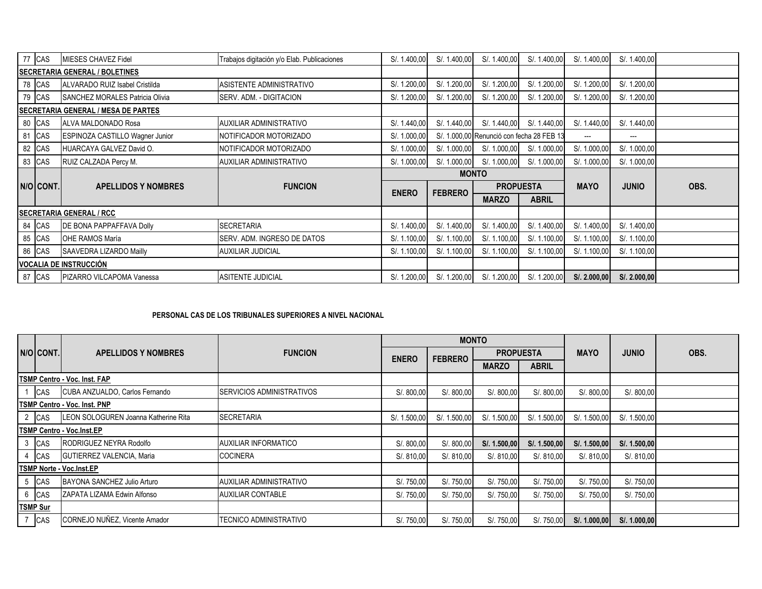| N/O | CONT. | APELLIDOS Y NOMBRES | FUNCION | MONTO | | | | MAYO | JUNIO | OBS. |
|---|---|---|---|---|---|---|---|---|---|---|
| | | | | ENERO | FEBRERO | PROPUESTA | | | | |
| | | | | | | MARZO | ABRIL | | | |
| 77 | CAS | MIESES CHAVEZ Fidel | Trabajos digitación y/o Elab. Publicaciones | S/. 1.400,00 | S/. 1.400,00 | S/. 1.400,00 | S/. 1.400,00 | S/. 1.400,00 | S/. 1.400,00 | |
| **SECRETARIA GENERAL / BOLETINES** | | | | | | | | | | |
| 78 | CAS | ALVARADO RUIZ Isabel Cristilda | ASISTENTE ADMINISTRATIVO | S/. 1.200,00 | S/. 1.200,00 | S/. 1.200,00 | S/. 1.200,00 | S/. 1.200,00 | S/. 1.200,00 | |
| 79 | CAS | SANCHEZ MORALES Patricia Olivia | SERV. ADM. - DIGITACION | S/. 1.200,00 | S/. 1.200,00 | S/. 1.200,00 | S/. 1.200,00 | S/. 1.200,00 | S/. 1.200,00 | |
| **SECRETARIA GENERAL / MESA DE PARTES** | | | | | | | | | | |
| 80 | CAS | ALVA MALDONADO Rosa | AUXILIAR ADMINISTRATIVO | S/. 1.440,00 | S/. 1.440,00 | S/. 1.440,00 | S/. 1.440,00 | S/. 1.440,00 | S/. 1.440,00 | |
| 81 | CAS | ESPINOZA CASTILLO Wagner Junior | NOTIFICADOR MOTORIZADO | S/. 1.000,00 | S/. 1.000,00 | Renunció con fecha 28 FEB 13 | | --- | --- | |
| 82 | CAS | HUARCAYA GALVEZ David O. | NOTIFICADOR MOTORIZADO | S/. 1.000,00 | S/. 1.000,00 | S/. 1.000,00 | S/. 1.000,00 | S/. 1.000,00 | S/. 1.000,00 | |
| 83 | CAS | RUIZ CALZADA Percy M. | AUXILIAR ADMINISTRATIVO | S/. 1.000,00 | S/. 1.000,00 | S/. 1.000,00 | S/. 1.000,00 | S/. 1.000,00 | S/. 1.000,00 | |
| **SECRETARIA GENERAL / RCC** | | | | | | | | | | |
| 84 | CAS | DE BONA PAPPAFFAVA Dolly | SECRETARIA | S/. 1.400,00 | S/. 1.400,00 | S/. 1.400,00 | S/. 1.400,00 | S/. 1.400,00 | S/. 1.400,00 | |
| 85 | CAS | OHE RAMOS María | SERV. ADM. INGRESO DE DATOS | S/. 1.100,00 | S/. 1.100,00 | S/. 1.100,00 | S/. 1.100,00 | S/. 1.100,00 | S/. 1.100,00 | |
| 86 | CAS | SAAVEDRA LIZARDO Mailly | AUXILIAR JUDICIAL | S/. 1.100,00 | S/. 1.100,00 | S/. 1.100,00 | S/. 1.100,00 | S/. 1.100,00 | S/. 1.100,00 | |
| **VOCALIA DE INSTRUCCIÓN** | | | | | | | | | | |
| 87 | CAS | PIZARRO VILCAPOMA Vanessa | ASITENTE JUDICIAL | S/. 1.200,00 | S/. 1.200,00 | S/. 1.200,00 | S/. 1.200,00 | **S/. 2.000,00** | **S/. 2.000,00** | |

**PERSONAL CAS DE LOS TRIBUNALES SUPERIORES A NIVEL NACIONAL**

| N/O | CONT. | APELLIDOS Y NOMBRES | FUNCION | MONTO | | | | MAYO | JUNIO | OBS. |
|---|---|---|---|---|---|---|---|---|---|---|
| | | | | ENERO | FEBRERO | PROPUESTA | | | | |
| | | | | | | MARZO | ABRIL | | | |
| **TSMP Centro - Voc. Inst. FAP** | | | | | | | | | | |
| 1 | CAS | CUBA ANZUALDO, Carlos Fernando | SERVICIOS ADMINISTRATIVOS | S/. 800,00 | S/. 800,00 | S/. 800,00 | S/. 800,00 | S/. 800,00 | S/. 800,00 | |
| **TSMP Centro - Voc. Inst. PNP** | | | | | | | | | | |
| 2 | CAS | LEON SOLOGUREN Joanna Katherine Rita | SECRETARIA | S/. 1.500,00 | S/. 1.500,00 | S/. 1.500,00 | S/. 1.500,00 | S/. 1.500,00 | S/. 1.500,00 | |
| **TSMP Centro - Voc.Inst.EP** | | | | | | | | | | |
| 3 | CAS | RODRIGUEZ NEYRA Rodolfo | AUXILIAR INFORMATICO | S/. 800,00 | S/. 800,00 | **S/. 1.500,00** | **S/. 1.500,00** | **S/. 1.500,00** | **S/. 1.500,00** | |
| 4 | CAS | GUTIERREZ VALENCIA, Maria | COCINERA | S/. 810,00 | S/. 810,00 | S/. 810,00 | S/. 810,00 | S/. 810,00 | S/. 810,00 | |
| **TSMP Norte - Voc.Inst.EP** | | | | | | | | | | |
| 5 | CAS | BAYONA SANCHEZ Julio Arturo | AUXILIAR ADMINISTRATIVO | S/. 750,00 | S/. 750,00 | S/. 750,00 | S/. 750,00 | S/. 750,00 | S/. 750,00 | |
| 6 | CAS | ZAPATA LIZAMA Edwin Alfonso | AUXILIAR CONTABLE | S/. 750,00 | S/. 750,00 | S/. 750,00 | S/. 750,00 | S/. 750,00 | S/. 750,00 | |
| **TSMP Sur** | | | | | | | | | | |
| 7 | CAS | CORNEJO NUÑEZ, Vicente Amador | TECNICO ADMINISTRATIVO | S/. 750,00 | S/. 750,00 | S/. 750,00 | S/. 750,00 | **S/. 1.000,00** | **S/. 1.000,00** | |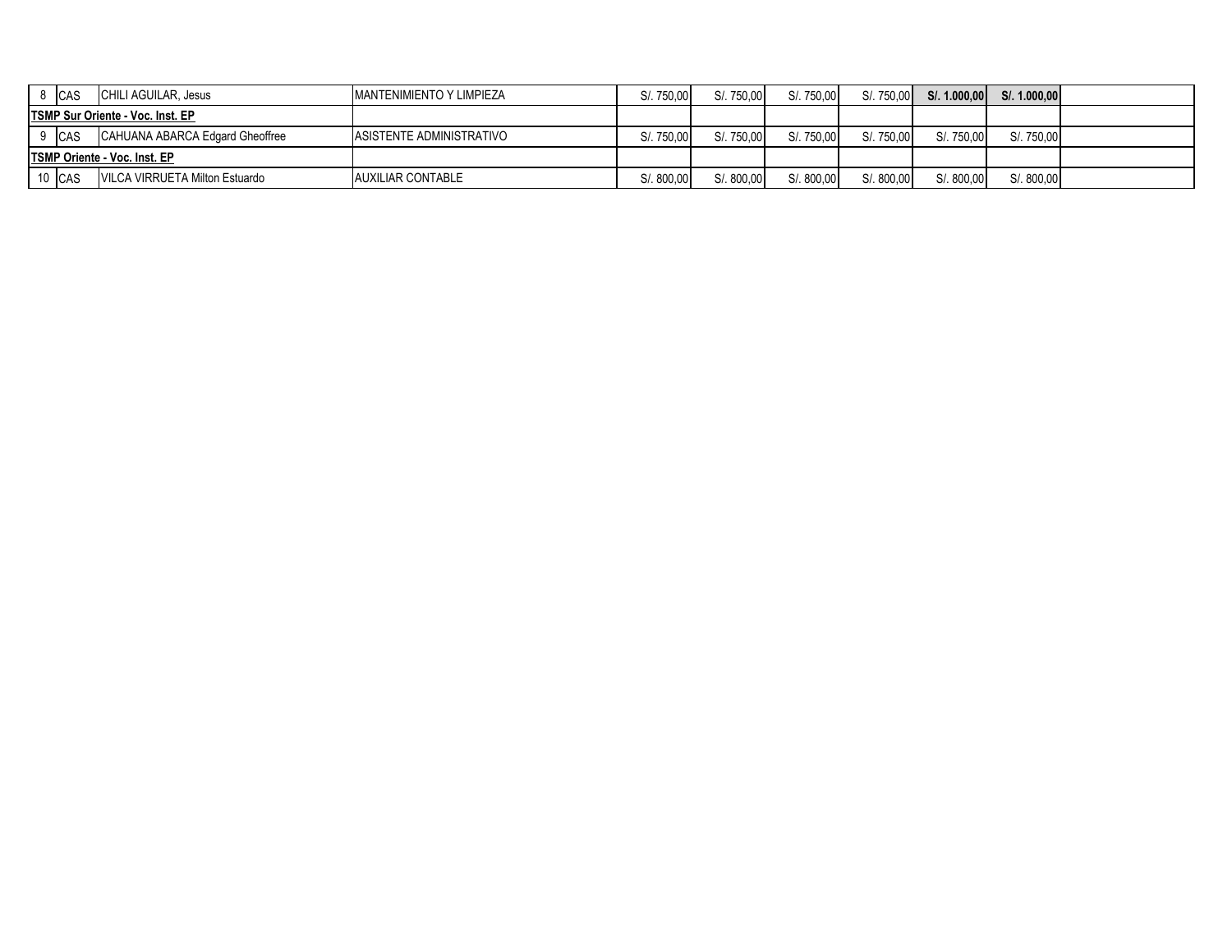| | | | | | | | | | | |
|---|---|---|---|---|---|---|---|---|---|---|
| 8 | CAS | CHILI AGUILAR, Jesus | MANTENIMIENTO Y LIMPIEZA | S/. 750,00 | S/. 750,00 | S/. 750,00 | S/. 750,00 | **S/. 1.000,00** | **S/. 1.000,00** | |
| **TSMP Sur Oriente - Voc. Inst. EP** | | | | | | | | | | |
| 9 | CAS | CAHUANA ABARCA Edgard Gheoffree | ASISTENTE ADMINISTRATIVO | S/. 750,00 | S/. 750,00 | S/. 750,00 | S/. 750,00 | S/. 750,00 | S/. 750,00 | |
| **TSMP Oriente - Voc. Inst. EP** | | | | | | | | | | |
| 10 | CAS | VILCA VIRRUETA Milton Estuardo | AUXILIAR CONTABLE | S/. 800,00 | S/. 800,00 | S/. 800,00 | S/. 800,00 | S/. 800,00 | S/. 800,00 | |